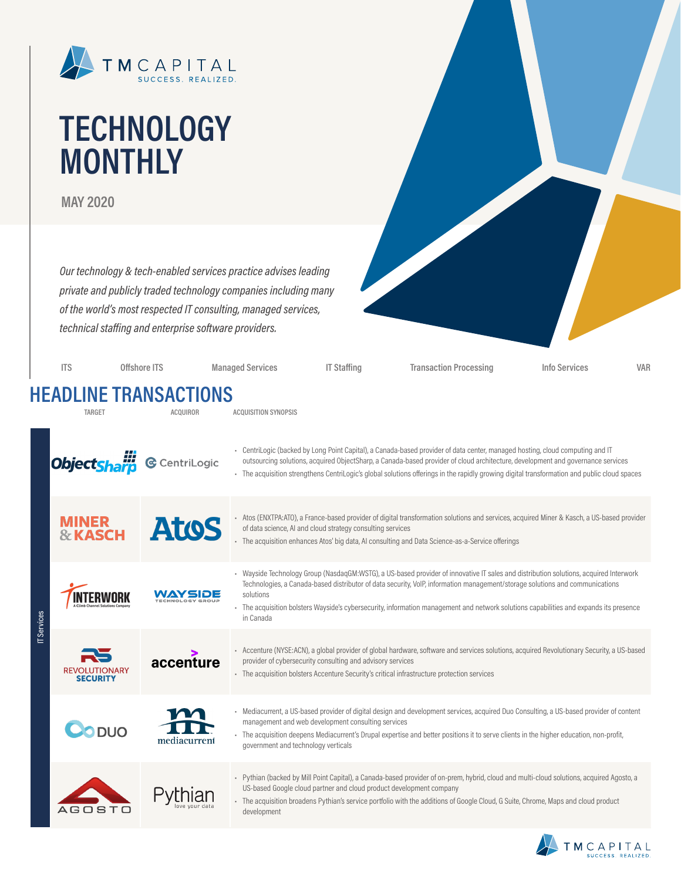TM CAPITAL
SUCCESS. REALIZED.

# TECHNOLOGY MONTHLY

MAY 2020

*Our technology & tech-enabled services practice advises leading private and publicly traded technology companies including many of the world's most respected IT consulting, managed services, technical staffing and enterprise software providers.*

ITS | Offshore ITS | Managed Services | IT Staffing | Transaction Processing | Info Services | VAR

## HEADLINE TRANSACTIONS

**IT Services**

| TARGET | ACQUIROR | ACQUISITION SYNOPSIS |
|---|---|---|
| ObjectSharp | CentriLogic | • CentriLogic (backed by Long Point Capital), a Canada-based provider of data center, managed hosting, cloud computing and IT outsourcing solutions, acquired ObjectSharp, a Canada-based provider of cloud architecture, development and governance services<br>• The acquisition strengthens CentriLogic's global solutions offerings in the rapidly growing digital transformation and public cloud spaces |
| Miner & Kasch | Atos | • Atos (ENXTPA:ATO), a France-based provider of digital transformation solutions and services, acquired Miner & Kasch, a US-based provider of data science, AI and cloud strategy consulting services<br>• The acquisition enhances Atos' big data, AI consulting and Data Science-as-a-Service offerings |
| Interwork | Wayside Technology Group | • Wayside Technology Group (NasdaqGM:WSTG), a US-based provider of innovative IT sales and distribution solutions, acquired Interwork Technologies, a Canada-based distributor of data security, VoIP, information management/storage solutions and communications solutions<br>• The acquisition bolsters Wayside's cybersecurity, information management and network solutions capabilities and expands its presence in Canada |
| Revolutionary Security | accenture | • Accenture (NYSE:ACN), a global provider of global hardware, software and services solutions, acquired Revolutionary Security, a US-based provider of cybersecurity consulting and advisory services<br>• The acquisition bolsters Accenture Security's critical infrastructure protection services |
| DUO | mediacurrent | • Mediacurrent, a US-based provider of digital design and development services, acquired Duo Consulting, a US-based provider of content management and web development consulting services<br>• The acquisition deepens Mediacurrent's Drupal expertise and better positions it to serve clients in the higher education, non-profit, government and technology verticals |
| Agosto | Pythian | • Pythian (backed by Mill Point Capital), a Canada-based provider of on-prem, hybrid, cloud and multi-cloud solutions, acquired Agosto, a US-based Google cloud partner and cloud product development company<br>• The acquisition broadens Pythian's service portfolio with the additions of Google Cloud, G Suite, Chrome, Maps and cloud product development |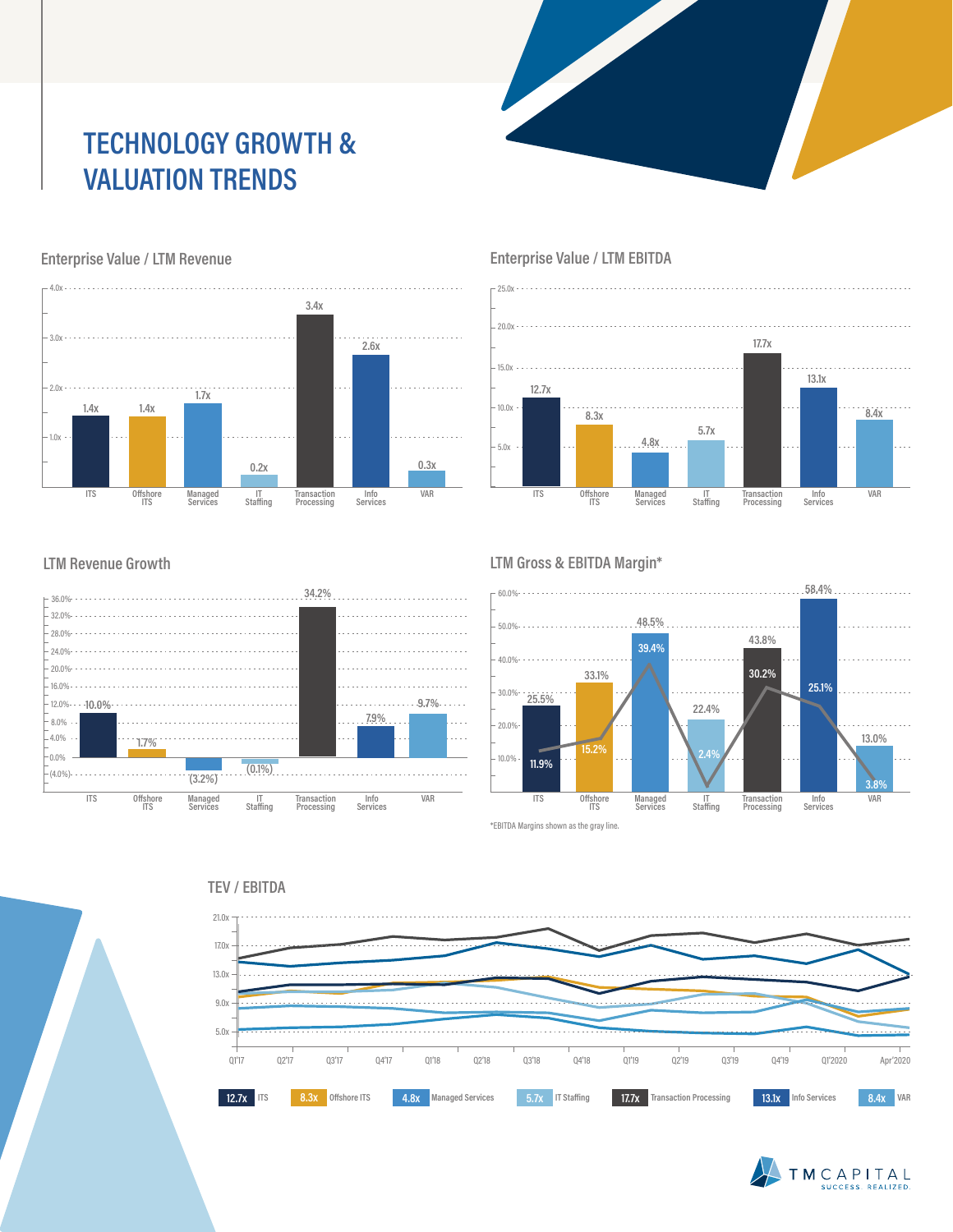# TECHNOLOGY GROWTH & VALUATION TRENDS

## Enterprise Value / LTM Revenue

| ITS | Offshore ITS | Managed Services | IT Staffing | Transaction Processing | Info Services | VAR |
|---|---|---|---|---|---|---|
| 1.4x | 1.4x | 1.7x | 0.2x | 3.4x | 2.6x | 0.3x |

## Enterprise Value / LTM EBITDA

| ITS | Offshore ITS | Managed Services | IT Staffing | Transaction Processing | Info Services | VAR |
|---|---|---|---|---|---|---|
| 12.7x | 8.3x | 4.8x | 5.7x | 17.7x | 13.1x | 8.4x |

## LTM Revenue Growth

| ITS | Offshore ITS | Managed Services | IT Staffing | Transaction Processing | Info Services | VAR |
|---|---|---|---|---|---|---|
| 10.0% | 1.7% | (3.2%) | (0.1%) | 34.2% | 7.9% | 9.7% |

## LTM Gross & EBITDA Margin*

| | ITS | Offshore ITS | Managed Services | IT Staffing | Transaction Processing | Info Services | VAR |
|---|---|---|---|---|---|---|---|
| Gross Margin | 25.5% | 33.1% | 48.5% | 22.4% | 43.8% | 58.4% | 13.0% |
| EBITDA Margin | 11.9% | 15.2% | 39.4% | 2.4% | 30.2% | 25.1% | 3.8% |

*EBITDA Margins shown as the gray line.

## TEV / EBITDA

Q1'17, Q2'17, Q3'17, Q4'17, Q1'18, Q2'18, Q3'18, Q4'18, Q1'19, Q2'19, Q3'19, Q4'19, Q1'2020, Apr'2020

| 12.7x ITS | 8.3x Offshore ITS | 4.8x Managed Services | 5.7x IT Staffing | 17.7x Transaction Processing | 13.1x Info Services | 8.4x VAR |
|---|---|---|---|---|---|---|

TM CAPITAL
SUCCESS. REALIZED.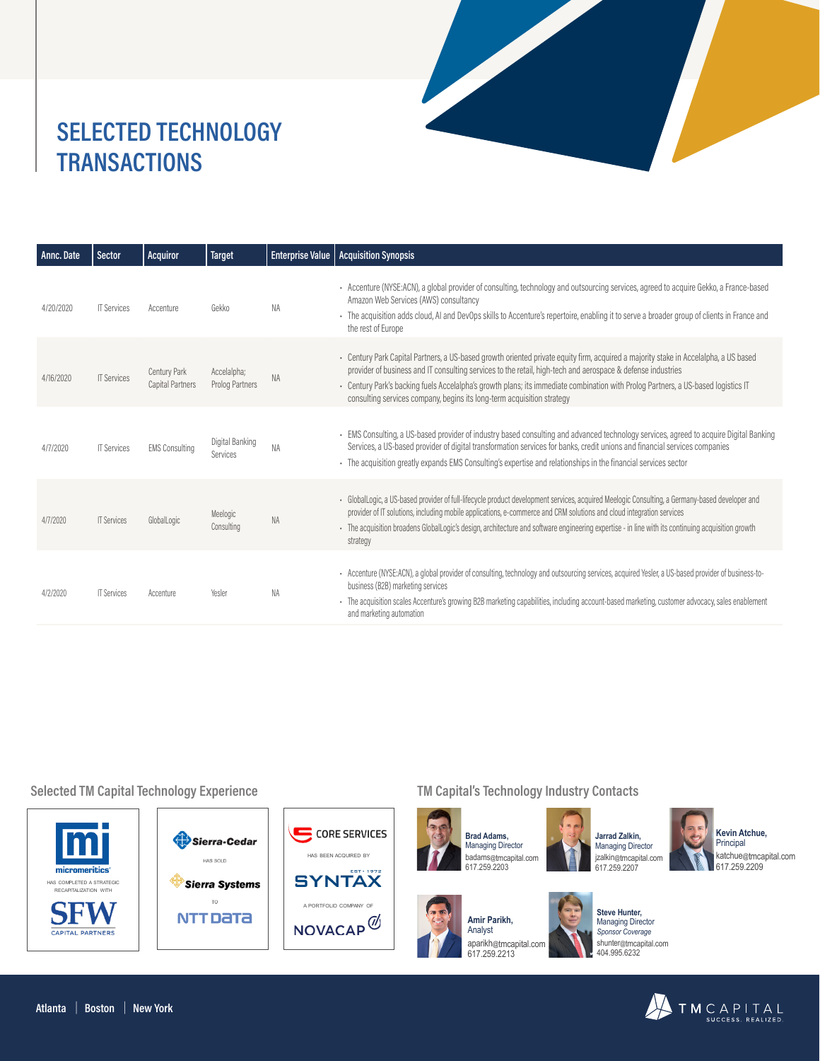# SELECTED TECHNOLOGY TRANSACTIONS

| Annc. Date | Sector | Acquiror | Target | Enterprise Value | Acquisition Synopsis |
|---|---|---|---|---|---|
| 4/20/2020 | IT Services | Accenture | Gekko | NA | • Accenture (NYSE:ACN), a global provider of consulting, technology and outsourcing services, agreed to acquire Gekko, a France-based Amazon Web Services (AWS) consultancy<br>• The acquisition adds cloud, AI and DevOps skills to Accenture's repertoire, enabling it to serve a broader group of clients in France and the rest of Europe |
| 4/16/2020 | IT Services | Century Park Capital Partners | Accelalpha; Prolog Partners | NA | • Century Park Capital Partners, a US-based growth oriented private equity firm, acquired a majority stake in Accelalpha, a US based provider of business and IT consulting services to the retail, high-tech and aerospace & defense industries<br>• Century Park's backing fuels Accelalpha's growth plans; its immediate combination with Prolog Partners, a US-based logistics IT consulting services company, begins its long-term acquisition strategy |
| 4/7/2020 | IT Services | EMS Consulting | Digital Banking Services | NA | • EMS Consulting, a US-based provider of industry based consulting and advanced technology services, agreed to acquire Digital Banking Services, a US-based provider of digital transformation services for banks, credit unions and financial services companies<br>• The acquisition greatly expands EMS Consulting's expertise and relationships in the financial services sector |
| 4/7/2020 | IT Services | GlobalLogic | Meelogic Consulting | NA | • GlobalLogic, a US-based provider of full-lifecycle product development services, acquired Meelogic Consulting, a Germany-based developer and provider of IT solutions, including mobile applications, e-commerce and CRM solutions and cloud integration services<br>• The acquisition broadens GlobalLogic's design, architecture and software engineering expertise - in line with its continuing acquisition growth strategy |
| 4/2/2020 | IT Services | Accenture | Yesler | NA | • Accenture (NYSE:ACN), a global provider of consulting, technology and outsourcing services, acquired Yesler, a US-based provider of business-to-business (B2B) marketing services<br>• The acquisition scales Accenture's growing B2B marketing capabilities, including account-based marketing, customer advocacy, sales enablement and marketing automation |

## Selected TM Capital Technology Experience

micromeritics HAS COMPLETED A STRATEGIC RECAPITALIZATION WITH SFW CAPITAL PARTNERS

Sierra-Cedar HAS SOLD Sierra Systems TO NTT DATA

CORE SERVICES HAS BEEN ACQUIRED BY SYNTAX EST. 1972 A PORTFOLIO COMPANY OF NOVACAP

## TM Capital's Technology Industry Contacts

**Brad Adams,** Managing Director
badams@tmcapital.com
617.259.2203

**Jarrad Zalkin,** Managing Director
jzalkin@tmcapital.com
617.259.2207

**Kevin Atchue,** Principal
katchue@tmcapital.com
617.259.2209

**Amir Parikh,** Analyst
aparikh@tmcapital.com
617.259.2213

**Steve Hunter,** Managing Director
*Sponsor Coverage*
shunter@tmcapital.com
404.995.6232

Atlanta | Boston | New York

TM CAPITAL SUCCESS. REALIZED.